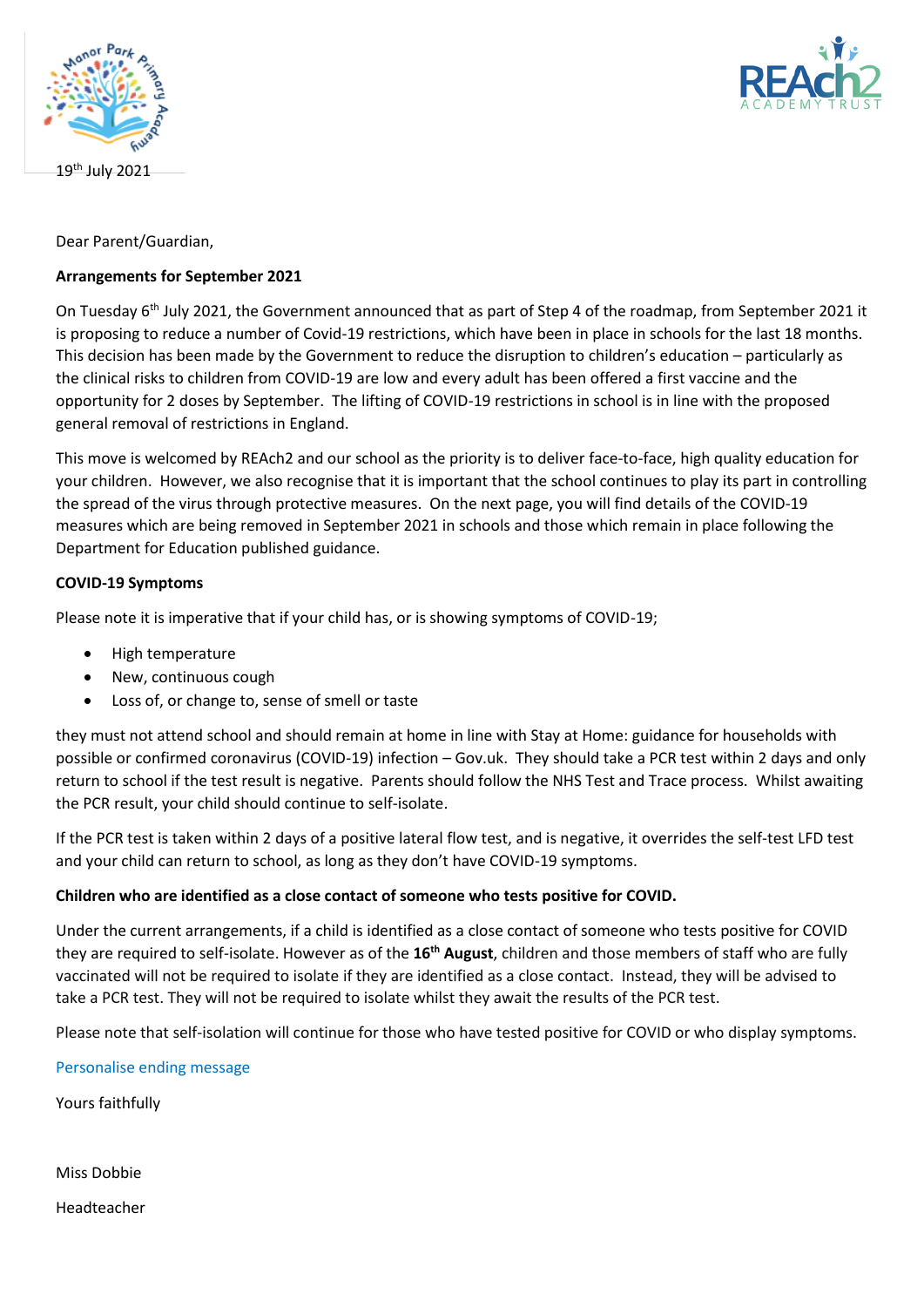19th July 2021

Dear Parent/Guardian,

**Arrangements for September 2021**

On Tuesday 6th July 2021, the Government announced that as part of Step 4 of the roadmap, from September 2021 it is proposing to reduce a number of Covid-19 restrictions, which have been in place in schools for the last 18 months. This decision has been made by the Government to reduce the disruption to children's education – particularly as the clinical risks to children from COVID-19 are low and every adult has been offered a first vaccine and the opportunity for 2 doses by September. The lifting of COVID-19 restrictions in school is in line with the proposed general removal of restrictions in England.

This move is welcomed by REAch2 and our school as the priority is to deliver face-to-face, high quality education for your children. However, we also recognise that it is important that the school continues to play its part in controlling the spread of the virus through protective measures. On the next page, you will find details of the COVID-19 measures which are being removed in September 2021 in schools and those which remain in place following the Department for Education published guidance.

**COVID-19 Symptoms**

Please note it is imperative that if your child has, or is showing symptoms of COVID-19;

- High temperature
- New, continuous cough
- Loss of, or change to, sense of smell or taste

they must not attend school and should remain at home in line with Stay at Home: guidance for households with possible or confirmed coronavirus (COVID-19) infection – Gov.uk. They should take a PCR test within 2 days and only return to school if the test result is negative. Parents should follow the NHS Test and Trace process. Whilst awaiting the PCR result, your child should continue to self-isolate.

If the PCR test is taken within 2 days of a positive lateral flow test, and is negative, it overrides the self-test LFD test and your child can return to school, as long as they don't have COVID-19 symptoms.

**Children who are identified as a close contact of someone who tests positive for COVID.**

Under the current arrangements, if a child is identified as a close contact of someone who tests positive for COVID they are required to self-isolate. However as of the **16th August**, children and those members of staff who are fully vaccinated will not be required to isolate if they are identified as a close contact. Instead, they will be advised to take a PCR test. They will not be required to isolate whilst they await the results of the PCR test.

Please note that self-isolation will continue for those who have tested positive for COVID or who display symptoms.

Personalise ending message

Yours faithfully

Miss Dobbie

Headteacher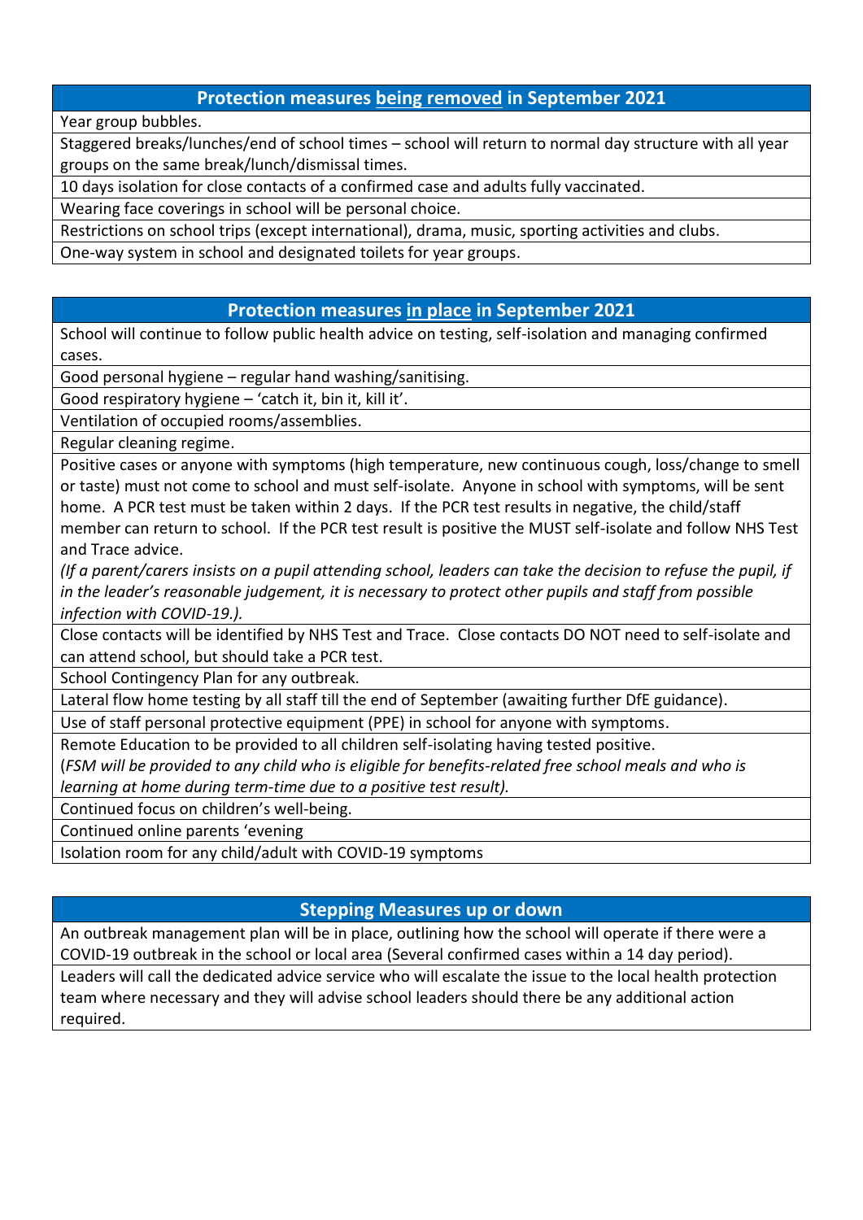| Protection measures <u>being removed</u> in September 2021 |
|---|
| Year group bubbles. |
| Staggered breaks/lunches/end of school times – school will return to normal day structure with all year groups on the same break/lunch/dismissal times. |
| 10 days isolation for close contacts of a confirmed case and adults fully vaccinated. |
| Wearing face coverings in school will be personal choice. |
| Restrictions on school trips (except international), drama, music, sporting activities and clubs. |
| One-way system in school and designated toilets for year groups. |

| Protection measures <u>in place</u> in September 2021 |
|---|
| School will continue to follow public health advice on testing, self-isolation and managing confirmed cases. |
| Good personal hygiene – regular hand washing/sanitising. |
| Good respiratory hygiene – 'catch it, bin it, kill it'. |
| Ventilation of occupied rooms/assemblies. |
| Regular cleaning regime. |
| Positive cases or anyone with symptoms (high temperature, new continuous cough, loss/change to smell or taste) must not come to school and must self-isolate. Anyone in school with symptoms, will be sent home. A PCR test must be taken within 2 days. If the PCR test results in negative, the child/staff member can return to school. If the PCR test result is positive the MUST self-isolate and follow NHS Test and Trace advice. *(If a parent/carers insists on a pupil attending school, leaders can take the decision to refuse the pupil, if in the leader's reasonable judgement, it is necessary to protect other pupils and staff from possible infection with COVID-19.).* |
| Close contacts will be identified by NHS Test and Trace. Close contacts DO NOT need to self-isolate and can attend school, but should take a PCR test. |
| School Contingency Plan for any outbreak. |
| Lateral flow home testing by all staff till the end of September (awaiting further DfE guidance). |
| Use of staff personal protective equipment (PPE) in school for anyone with symptoms. |
| Remote Education to be provided to all children self-isolating having tested positive. (*FSM will be provided to any child who is eligible for benefits-related free school meals and who is learning at home during term-time due to a positive test result).* |
| Continued focus on children's well-being. |
| Continued online parents 'evening |
| Isolation room for any child/adult with COVID-19 symptoms |

| Stepping Measures up or down |
|---|
| An outbreak management plan will be in place, outlining how the school will operate if there were a COVID-19 outbreak in the school or local area (Several confirmed cases within a 14 day period). |
| Leaders will call the dedicated advice service who will escalate the issue to the local health protection team where necessary and they will advise school leaders should there be any additional action required. |